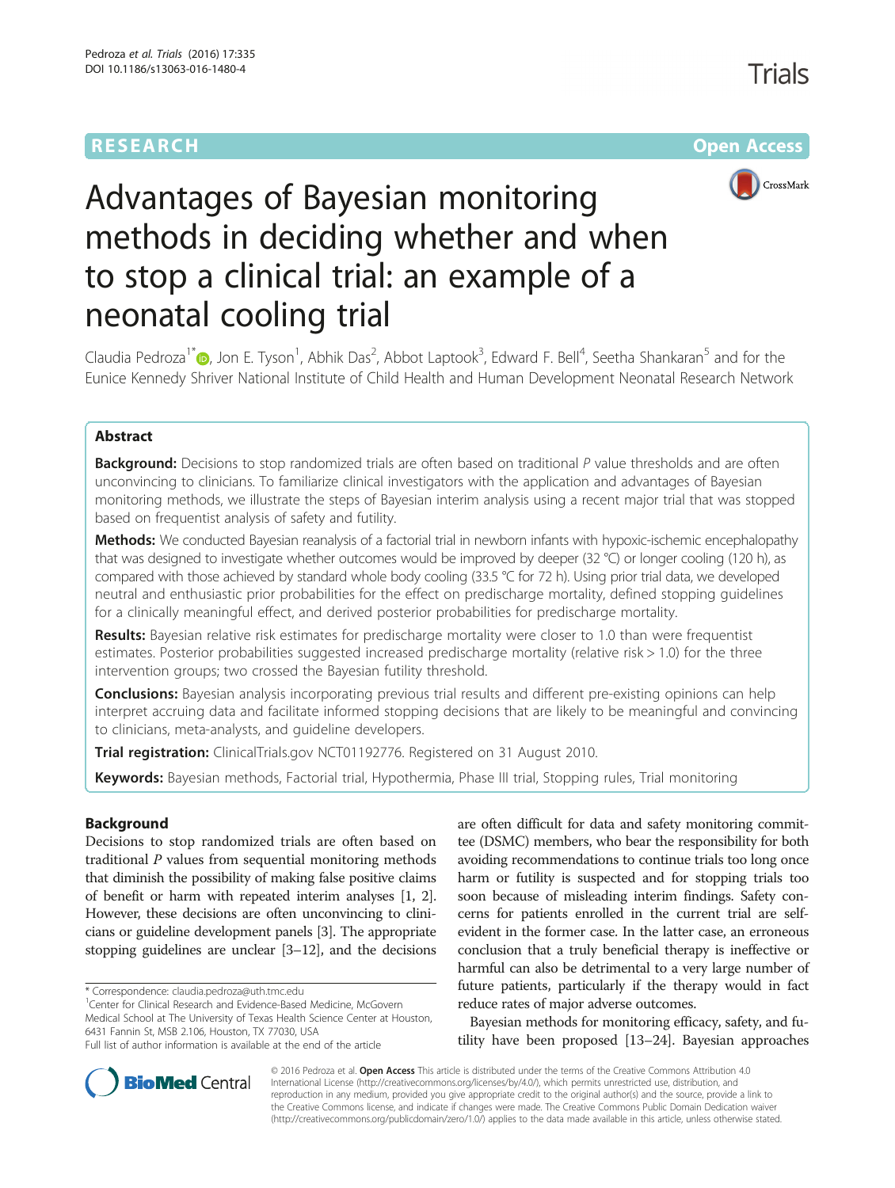RESEARCH Open Access

# Advantages of Bayesian monitoring methods in deciding whether and when to stop a clinical trial: an example of a neonatal cooling trial

Claudia Pedroza[1*], Jon E. Tyson[1], Abhik Das[2], Abbot Laptook[3], Edward F. Bell[4], Seetha Shankaran[5] and for the Eunice Kennedy Shriver National Institute of Child Health and Human Development Neonatal Research Network

## Abstract

**Background:** Decisions to stop randomized trials are often based on traditional *P* value thresholds and are often unconvincing to clinicians. To familiarize clinical investigators with the application and advantages of Bayesian monitoring methods, we illustrate the steps of Bayesian interim analysis using a recent major trial that was stopped based on frequentist analysis of safety and futility.

**Methods:** We conducted Bayesian reanalysis of a factorial trial in newborn infants with hypoxic-ischemic encephalopathy that was designed to investigate whether outcomes would be improved by deeper (32 °C) or longer cooling (120 h), as compared with those achieved by standard whole body cooling (33.5 °C for 72 h). Using prior trial data, we developed neutral and enthusiastic prior probabilities for the effect on predischarge mortality, defined stopping guidelines for a clinically meaningful effect, and derived posterior probabilities for predischarge mortality.

**Results:** Bayesian relative risk estimates for predischarge mortality were closer to 1.0 than were frequentist estimates. Posterior probabilities suggested increased predischarge mortality (relative risk > 1.0) for the three intervention groups; two crossed the Bayesian futility threshold.

**Conclusions:** Bayesian analysis incorporating previous trial results and different pre-existing opinions can help interpret accruing data and facilitate informed stopping decisions that are likely to be meaningful and convincing to clinicians, meta-analysts, and guideline developers.

**Trial registration:** ClinicalTrials.gov NCT01192776. Registered on 31 August 2010.

**Keywords:** Bayesian methods, Factorial trial, Hypothermia, Phase III trial, Stopping rules, Trial monitoring

## Background

Decisions to stop randomized trials are often based on traditional *P* values from sequential monitoring methods that diminish the possibility of making false positive claims of benefit or harm with repeated interim analyses [1, 2]. However, these decisions are often unconvincing to clinicians or guideline development panels [3]. The appropriate stopping guidelines are unclear [3–12], and the decisions are often difficult for data and safety monitoring committee (DSMC) members, who bear the responsibility for both avoiding recommendations to continue trials too long once harm or futility is suspected and for stopping trials too soon because of misleading interim findings. Safety concerns for patients enrolled in the current trial are self-evident in the former case. In the latter case, an erroneous conclusion that a truly beneficial therapy is ineffective or harmful can also be detrimental to a very large number of future patients, particularly if the therapy would in fact reduce rates of major adverse outcomes.

Bayesian methods for monitoring efficacy, safety, and futility have been proposed [13–24]. Bayesian approaches

\* Correspondence: claudia.pedroza@uth.tmc.edu
[1]Center for Clinical Research and Evidence-Based Medicine, McGovern Medical School at The University of Texas Health Science Center at Houston, 6431 Fannin St, MSB 2.106, Houston, TX 77030, USA
Full list of author information is available at the end of the article

© 2016 Pedroza et al. **Open Access** This article is distributed under the terms of the Creative Commons Attribution 4.0 International License (http://creativecommons.org/licenses/by/4.0/), which permits unrestricted use, distribution, and reproduction in any medium, provided you give appropriate credit to the original author(s) and the source, provide a link to the Creative Commons license, and indicate if changes were made. The Creative Commons Public Domain Dedication waiver (http://creativecommons.org/publicdomain/zero/1.0/) applies to the data made available in this article, unless otherwise stated.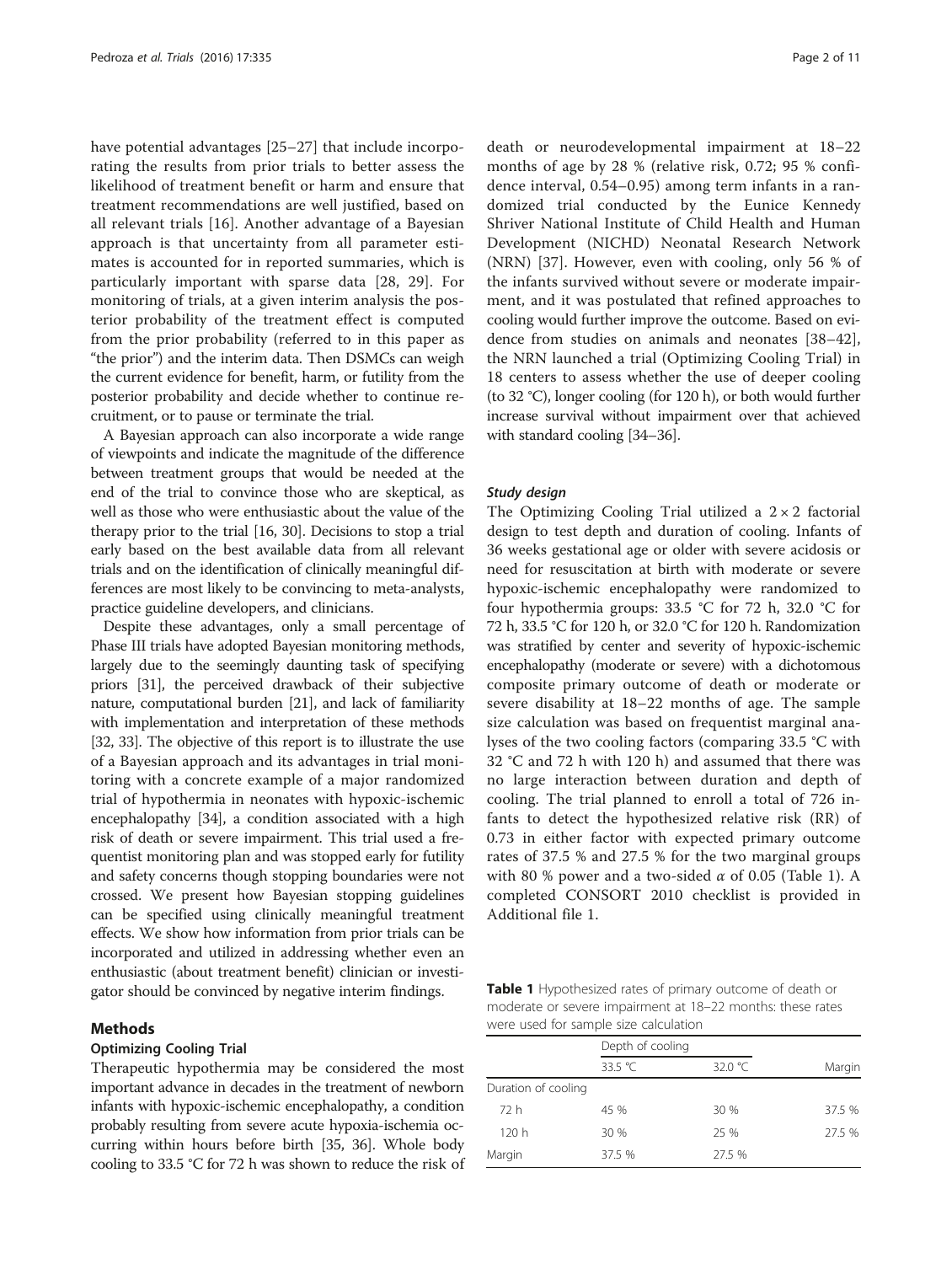have potential advantages [25–27] that include incorporating the results from prior trials to better assess the likelihood of treatment benefit or harm and ensure that treatment recommendations are well justified, based on all relevant trials [16]. Another advantage of a Bayesian approach is that uncertainty from all parameter estimates is accounted for in reported summaries, which is particularly important with sparse data [28, 29]. For monitoring of trials, at a given interim analysis the posterior probability of the treatment effect is computed from the prior probability (referred to in this paper as "the prior") and the interim data. Then DSMCs can weigh the current evidence for benefit, harm, or futility from the posterior probability and decide whether to continue recruitment, or to pause or terminate the trial.

A Bayesian approach can also incorporate a wide range of viewpoints and indicate the magnitude of the difference between treatment groups that would be needed at the end of the trial to convince those who are skeptical, as well as those who were enthusiastic about the value of the therapy prior to the trial [16, 30]. Decisions to stop a trial early based on the best available data from all relevant trials and on the identification of clinically meaningful differences are most likely to be convincing to meta-analysts, practice guideline developers, and clinicians.

Despite these advantages, only a small percentage of Phase III trials have adopted Bayesian monitoring methods, largely due to the seemingly daunting task of specifying priors [31], the perceived drawback of their subjective nature, computational burden [21], and lack of familiarity with implementation and interpretation of these methods [32, 33]. The objective of this report is to illustrate the use of a Bayesian approach and its advantages in trial monitoring with a concrete example of a major randomized trial of hypothermia in neonates with hypoxic-ischemic encephalopathy [34], a condition associated with a high risk of death or severe impairment. This trial used a frequentist monitoring plan and was stopped early for futility and safety concerns though stopping boundaries were not crossed. We present how Bayesian stopping guidelines can be specified using clinically meaningful treatment effects. We show how information from prior trials can be incorporated and utilized in addressing whether even an enthusiastic (about treatment benefit) clinician or investigator should be convinced by negative interim findings.

## Methods

### Optimizing Cooling Trial

Therapeutic hypothermia may be considered the most important advance in decades in the treatment of newborn infants with hypoxic-ischemic encephalopathy, a condition probably resulting from severe acute hypoxia-ischemia occurring within hours before birth [35, 36]. Whole body cooling to 33.5 °C for 72 h was shown to reduce the risk of death or neurodevelopmental impairment at 18–22 months of age by 28 % (relative risk, 0.72; 95 % confidence interval, 0.54–0.95) among term infants in a randomized trial conducted by the Eunice Kennedy Shriver National Institute of Child Health and Human Development (NICHD) Neonatal Research Network (NRN) [37]. However, even with cooling, only 56 % of the infants survived without severe or moderate impairment, and it was postulated that refined approaches to cooling would further improve the outcome. Based on evidence from studies on animals and neonates [38–42], the NRN launched a trial (Optimizing Cooling Trial) in 18 centers to assess whether the use of deeper cooling (to 32 °C), longer cooling (for 120 h), or both would further increase survival without impairment over that achieved with standard cooling [34–36].

#### *Study design*

The Optimizing Cooling Trial utilized a $2 \times 2$ factorial design to test depth and duration of cooling. Infants of 36 weeks gestational age or older with severe acidosis or need for resuscitation at birth with moderate or severe hypoxic-ischemic encephalopathy were randomized to four hypothermia groups: 33.5 °C for 72 h, 32.0 °C for 72 h, 33.5 °C for 120 h, or 32.0 °C for 120 h. Randomization was stratified by center and severity of hypoxic-ischemic encephalopathy (moderate or severe) with a dichotomous composite primary outcome of death or moderate or severe disability at 18–22 months of age. The sample size calculation was based on frequentist marginal analyses of the two cooling factors (comparing 33.5 °C with 32 °C and 72 h with 120 h) and assumed that there was no large interaction between duration and depth of cooling. The trial planned to enroll a total of 726 infants to detect the hypothesized relative risk (RR) of 0.73 in either factor with expected primary outcome rates of 37.5 % and 27.5 % for the two marginal groups with 80 % power and a two-sided $\alpha$ of 0.05 (Table 1). A completed CONSORT 2010 checklist is provided in Additional file 1.

**Table 1** Hypothesized rates of primary outcome of death or moderate or severe impairment at 18–22 months: these rates were used for sample size calculation

| | Depth of cooling | | |
|---|---|---|---|
| | 33.5 °C | 32.0 °C | Margin |
| Duration of cooling | | | |
| 72 h | 45 % | 30 % | 37.5 % |
| 120 h | 30 % | 25 % | 27.5 % |
| Margin | 37.5 % | 27.5 % | |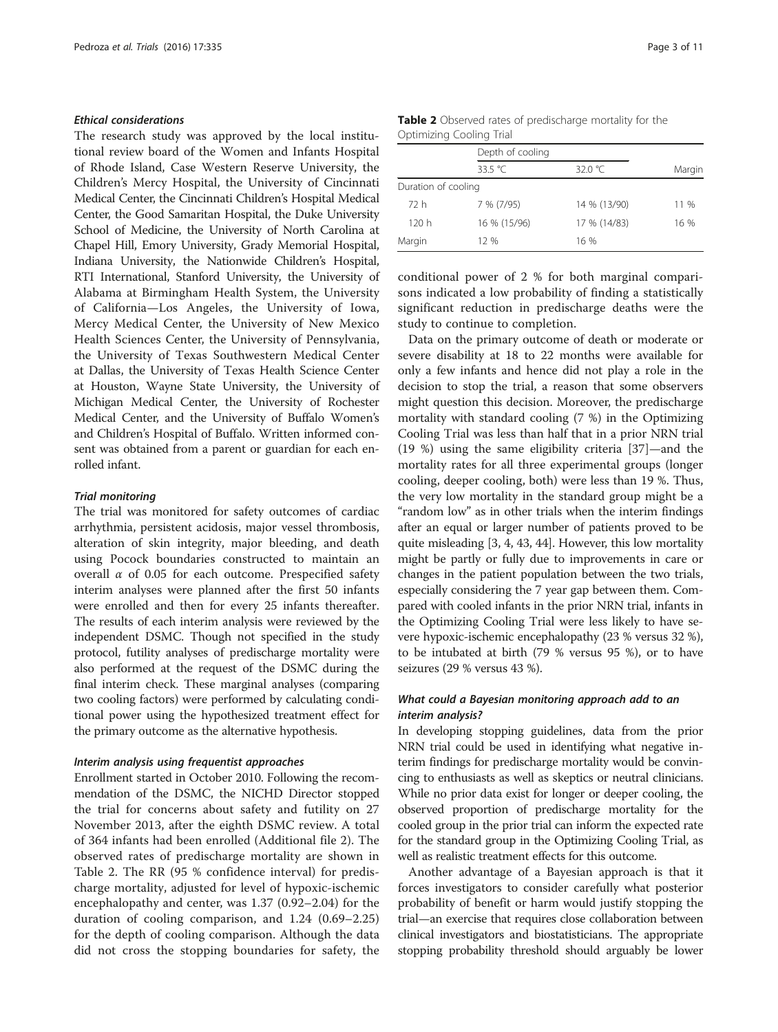#### *Ethical considerations*

The research study was approved by the local institutional review board of the Women and Infants Hospital of Rhode Island, Case Western Reserve University, the Children's Mercy Hospital, the University of Cincinnati Medical Center, the Cincinnati Children's Hospital Medical Center, the Good Samaritan Hospital, the Duke University School of Medicine, the University of North Carolina at Chapel Hill, Emory University, Grady Memorial Hospital, Indiana University, the Nationwide Children's Hospital, RTI International, Stanford University, the University of Alabama at Birmingham Health System, the University of California—Los Angeles, the University of Iowa, Mercy Medical Center, the University of New Mexico Health Sciences Center, the University of Pennsylvania, the University of Texas Southwestern Medical Center at Dallas, the University of Texas Health Science Center at Houston, Wayne State University, the University of Michigan Medical Center, the University of Rochester Medical Center, and the University of Buffalo Women's and Children's Hospital of Buffalo. Written informed consent was obtained from a parent or guardian for each enrolled infant.

#### *Trial monitoring*

The trial was monitored for safety outcomes of cardiac arrhythmia, persistent acidosis, major vessel thrombosis, alteration of skin integrity, major bleeding, and death using Pocock boundaries constructed to maintain an overall $\alpha$ of 0.05 for each outcome. Prespecified safety interim analyses were planned after the first 50 infants were enrolled and then for every 25 infants thereafter. The results of each interim analysis were reviewed by the independent DSMC. Though not specified in the study protocol, futility analyses of predischarge mortality were also performed at the request of the DSMC during the final interim check. These marginal analyses (comparing two cooling factors) were performed by calculating conditional power using the hypothesized treatment effect for the primary outcome as the alternative hypothesis.

#### *Interim analysis using frequentist approaches*

Enrollment started in October 2010. Following the recommendation of the DSMC, the NICHD Director stopped the trial for concerns about safety and futility on 27 November 2013, after the eighth DSMC review. A total of 364 infants had been enrolled (Additional file 2). The observed rates of predischarge mortality are shown in Table 2. The RR (95 % confidence interval) for predischarge mortality, adjusted for level of hypoxic-ischemic encephalopathy and center, was 1.37 (0.92–2.04) for the duration of cooling comparison, and 1.24 (0.69–2.25) for the depth of cooling comparison. Although the data did not cross the stopping boundaries for safety, the conditional power of 2 % for both marginal comparisons indicated a low probability of finding a statistically significant reduction in predischarge deaths were the study to continue to completion.

**Table 2** Observed rates of predischarge mortality for the Optimizing Cooling Trial

| | Depth of cooling | | |
|---|---|---|---|
| | 33.5 °C | 32.0 °C | Margin |
| Duration of cooling | | | |
| 72 h | 7 % (7/95) | 14 % (13/90) | 11 % |
| 120 h | 16 % (15/96) | 17 % (14/83) | 16 % |
| Margin | 12 % | 16 % | |

Data on the primary outcome of death or moderate or severe disability at 18 to 22 months were available for only a few infants and hence did not play a role in the decision to stop the trial, a reason that some observers might question this decision. Moreover, the predischarge mortality with standard cooling (7 %) in the Optimizing Cooling Trial was less than half that in a prior NRN trial (19 %) using the same eligibility criteria [37]—and the mortality rates for all three experimental groups (longer cooling, deeper cooling, both) were less than 19 %. Thus, the very low mortality in the standard group might be a "random low" as in other trials when the interim findings after an equal or larger number of patients proved to be quite misleading [3, 4, 43, 44]. However, this low mortality might be partly or fully due to improvements in care or changes in the patient population between the two trials, especially considering the 7 year gap between them. Compared with cooled infants in the prior NRN trial, infants in the Optimizing Cooling Trial were less likely to have severe hypoxic-ischemic encephalopathy (23 % versus 32 %), to be intubated at birth (79 % versus 95 %), or to have seizures (29 % versus 43 %).

#### *What could a Bayesian monitoring approach add to an interim analysis?*

In developing stopping guidelines, data from the prior NRN trial could be used in identifying what negative interim findings for predischarge mortality would be convincing to enthusiasts as well as skeptics or neutral clinicians. While no prior data exist for longer or deeper cooling, the observed proportion of predischarge mortality for the cooled group in the prior trial can inform the expected rate for the standard group in the Optimizing Cooling Trial, as well as realistic treatment effects for this outcome.

Another advantage of a Bayesian approach is that it forces investigators to consider carefully what posterior probability of benefit or harm would justify stopping the trial—an exercise that requires close collaboration between clinical investigators and biostatisticians. The appropriate stopping probability threshold should arguably be lower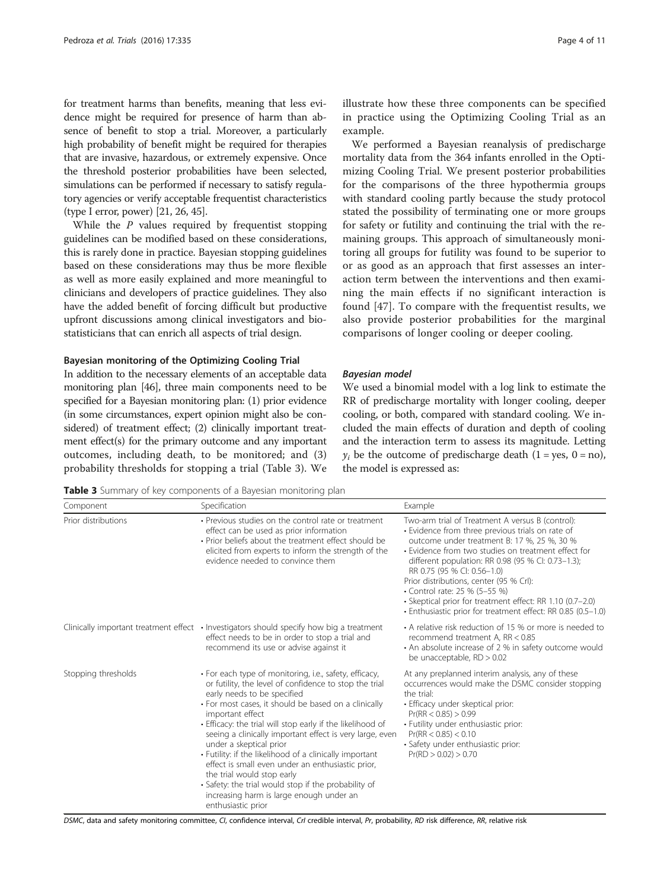for treatment harms than benefits, meaning that less evidence might be required for presence of harm than absence of benefit to stop a trial. Moreover, a particularly high probability of benefit might be required for therapies that are invasive, hazardous, or extremely expensive. Once the threshold posterior probabilities have been selected, simulations can be performed if necessary to satisfy regulatory agencies or verify acceptable frequentist characteristics (type I error, power) [21, 26, 45].

While the *P* values required by frequentist stopping guidelines can be modified based on these considerations, this is rarely done in practice. Bayesian stopping guidelines based on these considerations may thus be more flexible as well as more easily explained and more meaningful to clinicians and developers of practice guidelines. They also have the added benefit of forcing difficult but productive upfront discussions among clinical investigators and biostatisticians that can enrich all aspects of trial design.

### Bayesian monitoring of the Optimizing Cooling Trial

In addition to the necessary elements of an acceptable data monitoring plan [46], three main components need to be specified for a Bayesian monitoring plan: (1) prior evidence (in some circumstances, expert opinion might also be considered) of treatment effect; (2) clinically important treatment effect(s) for the primary outcome and any important outcomes, including death, to be monitored; and (3) probability thresholds for stopping a trial (Table 3). We illustrate how these three components can be specified in practice using the Optimizing Cooling Trial as an example.

We performed a Bayesian reanalysis of predischarge mortality data from the 364 infants enrolled in the Optimizing Cooling Trial. We present posterior probabilities for the comparisons of the three hypothermia groups with standard cooling partly because the study protocol stated the possibility of terminating one or more groups for safety or futility and continuing the trial with the remaining groups. This approach of simultaneously monitoring all groups for futility was found to be superior to or as good as an approach that first assesses an interaction term between the interventions and then examining the main effects if no significant interaction is found [47]. To compare with the frequentist results, we also provide posterior probabilities for the marginal comparisons of longer cooling or deeper cooling.

#### *Bayesian model*

We used a binomial model with a log link to estimate the RR of predischarge mortality with longer cooling, deeper cooling, or both, compared with standard cooling. We included the main effects of duration and depth of cooling and the interaction term to assess its magnitude. Letting $y_i$ be the outcome of predischarge death (1 = yes, 0 = no), the model is expressed as:

**Table 3** Summary of key components of a Bayesian monitoring plan

| Component | Specification | Example |
|---|---|---|
| Prior distributions | • Previous studies on the control rate or treatment effect can be used as prior information<br>• Prior beliefs about the treatment effect should be elicited from experts to inform the strength of the evidence needed to convince them | Two-arm trial of Treatment A versus B (control):<br>• Evidence from three previous trials on rate of outcome under treatment B: 17 %, 25 %, 30 %<br>• Evidence from two studies on treatment effect for different population: RR 0.98 (95 % CI: 0.73–1.3); RR 0.75 (95 % CI: 0.56–1.0)<br>Prior distributions, center (95 % CrI):<br>• Control rate: 25 % (5–55 %)<br>• Skeptical prior for treatment effect: RR 1.10 (0.7–2.0)<br>• Enthusiastic prior for treatment effect: RR 0.85 (0.5–1.0) |
| Clinically important treatment effect | • Investigators should specify how big a treatment effect needs to be in order to stop a trial and recommend its use or advise against it | • A relative risk reduction of 15 % or more is needed to recommend treatment A, RR < 0.85<br>• An absolute increase of 2 % in safety outcome would be unacceptable, RD > 0.02 |
| Stopping thresholds | • For each type of monitoring, i.e., safety, efficacy, or futility, the level of confidence to stop the trial early needs to be specified<br>• For most cases, it should be based on a clinically important effect<br>• Efficacy: the trial will stop early if the likelihood of seeing a clinically important effect is very large, even under a skeptical prior<br>• Futility: if the likelihood of a clinically important effect is small even under an enthusiastic prior, the trial would stop early<br>• Safety: the trial would stop if the probability of increasing harm is large enough under an enthusiastic prior | At any preplanned interim analysis, any of these occurrences would make the DSMC consider stopping the trial:<br>• Efficacy under skeptical prior: Pr(RR < 0.85) > 0.99<br>• Futility under enthusiastic prior: Pr(RR < 0.85) < 0.10<br>• Safety under enthusiastic prior: Pr(RD > 0.02) > 0.70 |

*DSMC*, data and safety monitoring committee, *CI*, confidence interval, *CrI* credible interval, *Pr*, probability, *RD* risk difference, *RR*, relative risk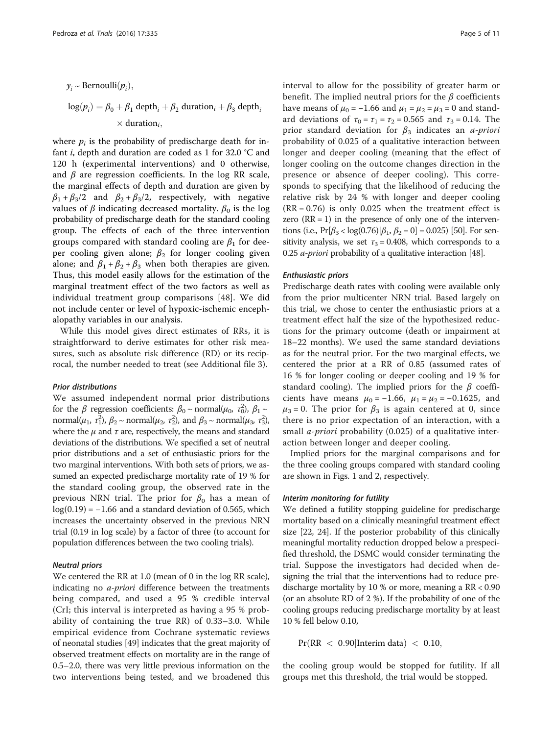$$y_i \sim \text{Bernoulli}(p_i),$$

$$\log(p_i) = \beta_0 + \beta_1 \text{ depth}_i + \beta_2 \text{ duration}_i + \beta_3 \text{ depth}_i \times \text{duration}_i,$$

where $p_i$ is the probability of predischarge death for infant $i$, depth and duration are coded as 1 for 32.0 °C and 120 h (experimental interventions) and 0 otherwise, and $\beta$ are regression coefficients. In the log RR scale, the marginal effects of depth and duration are given by $\beta_1 + \beta_3/2$ and $\beta_2 + \beta_3/2$, respectively, with negative values of $\beta$ indicating decreased mortality. $\beta_0$ is the log probability of predischarge death for the standard cooling group. The effects of each of the three intervention groups compared with standard cooling are $\beta_1$ for deeper cooling given alone; $\beta_2$ for longer cooling given alone; and $\beta_1 + \beta_2 + \beta_3$ when both therapies are given. Thus, this model easily allows for the estimation of the marginal treatment effect of the two factors as well as individual treatment group comparisons [48]. We did not include center or level of hypoxic-ischemic encephalopathy variables in our analysis.

While this model gives direct estimates of RRs, it is straightforward to derive estimates for other risk measures, such as absolute risk difference (RD) or its reciprocal, the number needed to treat (see Additional file 3).

#### *Prior distributions*

We assumed independent normal prior distributions for the $\beta$ regression coefficients: $\beta_0 \sim \text{normal}(\mu_0, \tau_0^2)$, $\beta_1 \sim \text{normal}(\mu_1, \tau_1^2)$, $\beta_2 \sim \text{normal}(\mu_2, \tau_2^2)$, and $\beta_3 \sim \text{normal}(\mu_3, \tau_3^2)$, where the $\mu$ and $\tau$ are, respectively, the means and standard deviations of the distributions. We specified a set of neutral prior distributions and a set of enthusiastic priors for the two marginal interventions. With both sets of priors, we assumed an expected predischarge mortality rate of 19 % for the standard cooling group, the observed rate in the previous NRN trial. The prior for $\beta_0$ has a mean of $\log(0.19) = -1.66$ and a standard deviation of 0.565, which increases the uncertainty observed in the previous NRN trial (0.19 in log scale) by a factor of three (to account for population differences between the two cooling trials).

#### *Neutral priors*

We centered the RR at 1.0 (mean of 0 in the log RR scale), indicating no *a-priori* difference between the treatments being compared, and used a 95 % credible interval (CrI; this interval is interpreted as having a 95 % probability of containing the true RR) of 0.33–3.0. While empirical evidence from Cochrane systematic reviews of neonatal studies [49] indicates that the great majority of observed treatment effects on mortality are in the range of 0.5–2.0, there was very little previous information on the two interventions being tested, and we broadened this interval to allow for the possibility of greater harm or benefit. The implied neutral priors for the $\beta$ coefficients have means of $\mu_0 = -1.66$ and $\mu_1 = \mu_2 = \mu_3 = 0$ and standard deviations of $\tau_0 = \tau_1 = \tau_2 = 0.565$ and $\tau_3 = 0.14$. The prior standard deviation for $\beta_3$ indicates an *a-priori* probability of 0.025 of a qualitative interaction between longer and deeper cooling (meaning that the effect of longer cooling on the outcome changes direction in the presence or absence of deeper cooling). This corresponds to specifying that the likelihood of reducing the relative risk by 24 % with longer and deeper cooling (RR = 0.76) is only 0.025 when the treatment effect is zero (RR = 1) in the presence of only one of the interventions (i.e., $\Pr[\beta_3 < \log(0.76) | \beta_1, \beta_2 = 0] = 0.025$) [50]. For sensitivity analysis, we set $\tau_3 = 0.408$, which corresponds to a 0.25 *a-priori* probability of a qualitative interaction [48].

#### *Enthusiastic priors*

Predischarge death rates with cooling were available only from the prior multicenter NRN trial. Based largely on this trial, we chose to center the enthusiastic priors at a treatment effect half the size of the hypothesized reductions for the primary outcome (death or impairment at 18–22 months). We used the same standard deviations as for the neutral prior. For the two marginal effects, we centered the prior at a RR of 0.85 (assumed rates of 16 % for longer cooling or deeper cooling and 19 % for standard cooling). The implied priors for the $\beta$ coefficients have means $\mu_0 = -1.66$, $\mu_1 = \mu_2 = -0.1625$, and $\mu_3 = 0$. The prior for $\beta_3$ is again centered at 0, since there is no prior expectation of an interaction, with a small *a-priori* probability (0.025) of a qualitative interaction between longer and deeper cooling.

Implied priors for the marginal comparisons and for the three cooling groups compared with standard cooling are shown in Figs. 1 and 2, respectively.

#### *Interim monitoring for futility*

We defined a futility stopping guideline for predischarge mortality based on a clinically meaningful treatment effect size [22, 24]. If the posterior probability of this clinically meaningful mortality reduction dropped below a prespecified threshold, the DSMC would consider terminating the trial. Suppose the investigators had decided when designing the trial that the interventions had to reduce predischarge mortality by 10 % or more, meaning a RR < 0.90 (or an absolute RD of 2 %). If the probability of one of the cooling groups reducing predischarge mortality by at least 10 % fell below 0.10,

$$\Pr(\text{RR} < 0.90 | \text{Interim data}) < 0.10,$$

the cooling group would be stopped for futility. If all groups met this threshold, the trial would be stopped.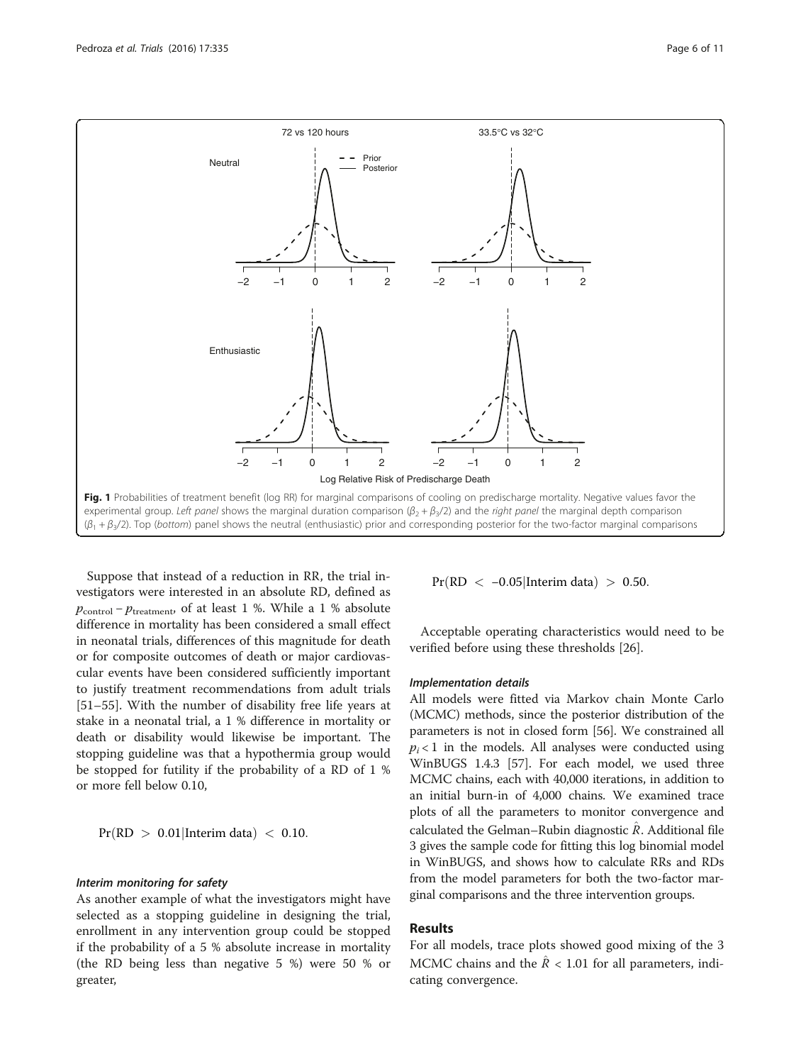Fig. 1 Probabilities of treatment benefit (log RR) for marginal comparisons of cooling on predischarge mortality. Negative values favor the experimental group. *Left panel* shows the marginal duration comparison ($\beta_2 + \beta_3/2$) and the *right panel* the marginal depth comparison ($\beta_1 + \beta_3/2$). Top (*bottom*) panel shows the neutral (enthusiastic) prior and corresponding posterior for the two-factor marginal comparisons

Suppose that instead of a reduction in RR, the trial investigators were interested in an absolute RD, defined as $p_{\text{control}} - p_{\text{treatment}}$, of at least 1 %. While a 1 % absolute difference in mortality has been considered a small effect in neonatal trials, differences of this magnitude for death or for composite outcomes of death or major cardiovascular events have been considered sufficiently important to justify treatment recommendations from adult trials [51–55]. With the number of disability free life years at stake in a neonatal trial, a 1 % difference in mortality or death or disability would likewise be important. The stopping guideline was that a hypothermia group would be stopped for futility if the probability of a RD of 1 % or more fell below 0.10,

$$\Pr(\text{RD} > 0.01|\text{Interim data}) < 0.10.$$

#### Interim monitoring for safety

As another example of what the investigators might have selected as a stopping guideline in designing the trial, enrollment in any intervention group could be stopped if the probability of a 5 % absolute increase in mortality (the RD being less than negative 5 %) were 50 % or greater,

$$\Pr(\text{RD} < -0.05|\text{Interim data}) > 0.50.$$

Acceptable operating characteristics would need to be verified before using these thresholds [26].

#### Implementation details

All models were fitted via Markov chain Monte Carlo (MCMC) methods, since the posterior distribution of the parameters is not in closed form [56]. We constrained all $p_i < 1$ in the models. All analyses were conducted using WinBUGS 1.4.3 [57]. For each model, we used three MCMC chains, each with 40,000 iterations, in addition to an initial burn-in of 4,000 chains. We examined trace plots of all the parameters to monitor convergence and calculated the Gelman–Rubin diagnostic $\hat{R}$. Additional file 3 gives the sample code for fitting this log binomial model in WinBUGS, and shows how to calculate RRs and RDs from the model parameters for both the two-factor marginal comparisons and the three intervention groups.

## Results

For all models, trace plots showed good mixing of the 3 MCMC chains and the $\hat{R} < 1.01$ for all parameters, indicating convergence.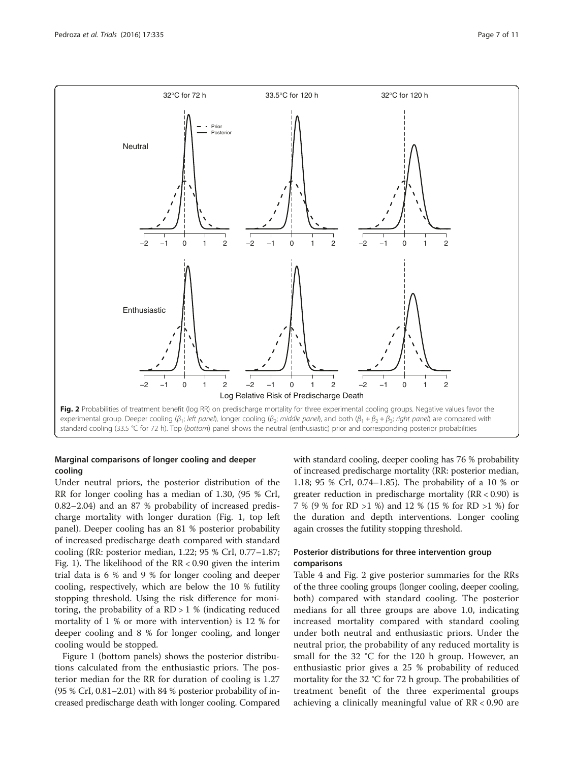Fig. 2 Probabilities of treatment benefit (log RR) on predischarge mortality for three experimental cooling groups. Negative values favor the experimental group. Deeper cooling ($\beta_1$; *left panel*), longer cooling ($\beta_2$; *middle panel*), and both ($\beta_1 + \beta_2 + \beta_3$; *right panel*) are compared with standard cooling (33.5 °C for 72 h). Top (*bottom*) panel shows the neutral (enthusiastic) prior and corresponding posterior probabilities

## Marginal comparisons of longer cooling and deeper cooling

Under neutral priors, the posterior distribution of the RR for longer cooling has a median of 1.30, (95 % CrI, 0.82–2.04) and an 87 % probability of increased predischarge mortality with longer duration (Fig. 1, top left panel). Deeper cooling has an 81 % posterior probability of increased predischarge death compared with standard cooling (RR: posterior median, 1.22; 95 % CrI, 0.77–1.87; Fig. 1). The likelihood of the RR < 0.90 given the interim trial data is 6 % and 9 % for longer cooling and deeper cooling, respectively, which are below the 10 % futility stopping threshold. Using the risk difference for monitoring, the probability of a RD > 1 % (indicating reduced mortality of 1 % or more with intervention) is 12 % for deeper cooling and 8 % for longer cooling, and longer cooling would be stopped.

Figure 1 (bottom panels) shows the posterior distributions calculated from the enthusiastic priors. The posterior median for the RR for duration of cooling is 1.27 (95 % CrI, 0.81–2.01) with 84 % posterior probability of increased predischarge death with longer cooling. Compared with standard cooling, deeper cooling has 76 % probability of increased predischarge mortality (RR: posterior median, 1.18; 95 % CrI, 0.74–1.85). The probability of a 10 % or greater reduction in predischarge mortality (RR < 0.90) is 7 % (9 % for RD >1 %) and 12 % (15 % for RD >1 %) for the duration and depth interventions. Longer cooling again crosses the futility stopping threshold.

## Posterior distributions for three intervention group comparisons

Table 4 and Fig. 2 give posterior summaries for the RRs of the three cooling groups (longer cooling, deeper cooling, both) compared with standard cooling. The posterior medians for all three groups are above 1.0, indicating increased mortality compared with standard cooling under both neutral and enthusiastic priors. Under the neutral prior, the probability of any reduced mortality is small for the 32 °C for the 120 h group. However, an enthusiastic prior gives a 25 % probability of reduced mortality for the 32 °C for 72 h group. The probabilities of treatment benefit of the three experimental groups achieving a clinically meaningful value of RR < 0.90 are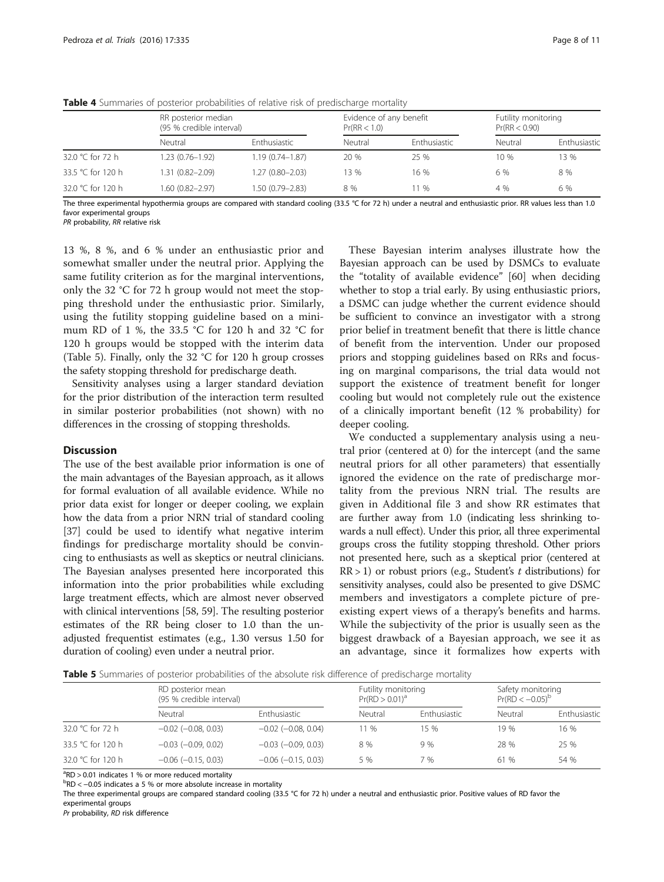**Table 4** Summaries of posterior probabilities of relative risk of predischarge mortality

| | RR posterior median (95 % credible interval) | | Evidence of any benefit Pr(RR < 1.0) | | Futility monitoring Pr(RR < 0.90) | |
|---|---|---|---|---|---|---|
| | Neutral | Enthusiastic | Neutral | Enthusiastic | Neutral | Enthusiastic |
| 32.0 °C for 72 h | 1.23 (0.76–1.92) | 1.19 (0.74–1.87) | 20 % | 25 % | 10 % | 13 % |
| 33.5 °C for 120 h | 1.31 (0.82–2.09) | 1.27 (0.80–2.03) | 13 % | 16 % | 6 % | 8 % |
| 32.0 °C for 120 h | 1.60 (0.82–2.97) | 1.50 (0.79–2.83) | 8 % | 11 % | 4 % | 6 % |

The three experimental hypothermia groups are compared with standard cooling (33.5 °C for 72 h) under a neutral and enthusiastic prior. RR values less than 1.0 favor experimental groups

*PR* probability, *RR* relative risk

13 %, 8 %, and 6 % under an enthusiastic prior and somewhat smaller under the neutral prior. Applying the same futility criterion as for the marginal interventions, only the 32 °C for 72 h group would not meet the stopping threshold under the enthusiastic prior. Similarly, using the futility stopping guideline based on a minimum RD of 1 %, the 33.5 °C for 120 h and 32 °C for 120 h groups would be stopped with the interim data (Table 5). Finally, only the 32 °C for 120 h group crosses the safety stopping threshold for predischarge death.

Sensitivity analyses using a larger standard deviation for the prior distribution of the interaction term resulted in similar posterior probabilities (not shown) with no differences in the crossing of stopping thresholds.

## Discussion

The use of the best available prior information is one of the main advantages of the Bayesian approach, as it allows for formal evaluation of all available evidence. While no prior data exist for longer or deeper cooling, we explain how the data from a prior NRN trial of standard cooling [37] could be used to identify what negative interim findings for predischarge mortality should be convincing to enthusiasts as well as skeptics or neutral clinicians. The Bayesian analyses presented here incorporated this information into the prior probabilities while excluding large treatment effects, which are almost never observed with clinical interventions [58, 59]. The resulting posterior estimates of the RR being closer to 1.0 than the unadjusted frequentist estimates (e.g., 1.30 versus 1.50 for duration of cooling) even under a neutral prior.

These Bayesian interim analyses illustrate how the Bayesian approach can be used by DSMCs to evaluate the "totality of available evidence" [60] when deciding whether to stop a trial early. By using enthusiastic priors, a DSMC can judge whether the current evidence should be sufficient to convince an investigator with a strong prior belief in treatment benefit that there is little chance of benefit from the intervention. Under our proposed priors and stopping guidelines based on RRs and focusing on marginal comparisons, the trial data would not support the existence of treatment benefit for longer cooling but would not completely rule out the existence of a clinically important benefit (12 % probability) for deeper cooling.

We conducted a supplementary analysis using a neutral prior (centered at 0) for the intercept (and the same neutral priors for all other parameters) that essentially ignored the evidence on the rate of predischarge mortality from the previous NRN trial. The results are given in Additional file 3 and show RR estimates that are further away from 1.0 (indicating less shrinking towards a null effect). Under this prior, all three experimental groups cross the futility stopping threshold. Other priors not presented here, such as a skeptical prior (centered at RR > 1) or robust priors (e.g., Student's *t* distributions) for sensitivity analyses, could also be presented to give DSMC members and investigators a complete picture of preexisting expert views of a therapy's benefits and harms. While the subjectivity of the prior is usually seen as the biggest drawback of a Bayesian approach, we see it as an advantage, since it formalizes how experts with

**Table 5** Summaries of posterior probabilities of the absolute risk difference of predischarge mortality

| | RD posterior mean (95 % credible interval) | | Futility monitoring Pr(RD > 0.01)[a] | | Safety monitoring Pr(RD < −0.05)[b] | |
|---|---|---|---|---|---|---|
| | Neutral | Enthusiastic | Neutral | Enthusiastic | Neutral | Enthusiastic |
| 32.0 °C for 72 h | −0.02 (−0.08, 0.03) | −0.02 (−0.08, 0.04) | 11 % | 15 % | 19 % | 16 % |
| 33.5 °C for 120 h | −0.03 (−0.09, 0.02) | −0.03 (−0.09, 0.03) | 8 % | 9 % | 28 % | 25 % |
| 32.0 °C for 120 h | −0.06 (−0.15, 0.03) | −0.06 (−0.15, 0.03) | 5 % | 7 % | 61 % | 54 % |

[a]RD > 0.01 indicates 1 % or more reduced mortality

[b]RD < −0.05 indicates a 5 % or more absolute increase in mortality

The three experimental groups are compared standard cooling (33.5 °C for 72 h) under a neutral and enthusiastic prior. Positive values of RD favor the experimental groups

*Pr* probability, *RD* risk difference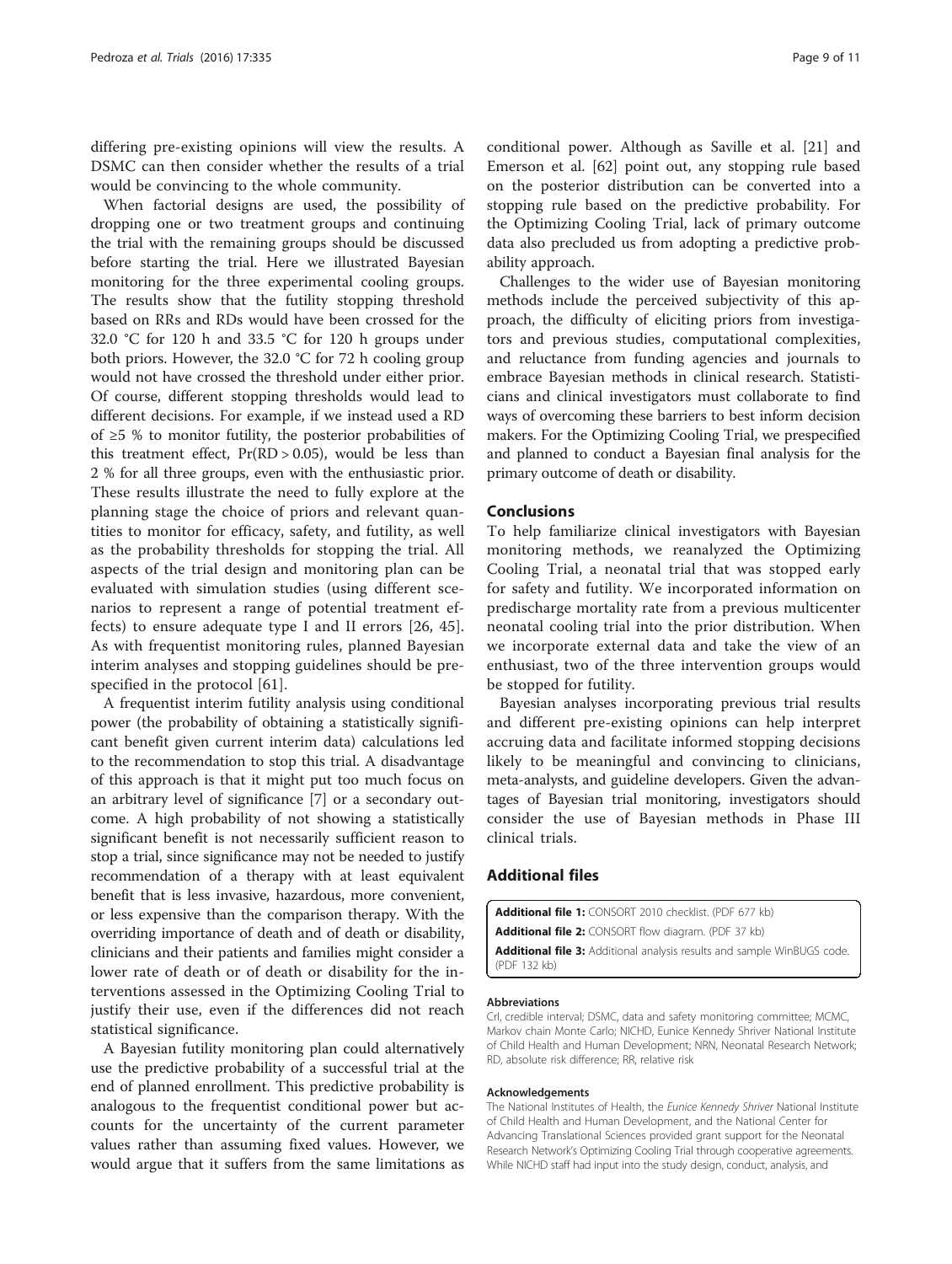differing pre-existing opinions will view the results. A DSMC can then consider whether the results of a trial would be convincing to the whole community.

When factorial designs are used, the possibility of dropping one or two treatment groups and continuing the trial with the remaining groups should be discussed before starting the trial. Here we illustrated Bayesian monitoring for the three experimental cooling groups. The results show that the futility stopping threshold based on RRs and RDs would have been crossed for the 32.0 °C for 120 h and 33.5 °C for 120 h groups under both priors. However, the 32.0 °C for 72 h cooling group would not have crossed the threshold under either prior. Of course, different stopping thresholds would lead to different decisions. For example, if we instead used a RD of ≥5 % to monitor futility, the posterior probabilities of this treatment effect, $\Pr(RD > 0.05)$, would be less than 2 % for all three groups, even with the enthusiastic prior. These results illustrate the need to fully explore at the planning stage the choice of priors and relevant quantities to monitor for efficacy, safety, and futility, as well as the probability thresholds for stopping the trial. All aspects of the trial design and monitoring plan can be evaluated with simulation studies (using different scenarios to represent a range of potential treatment effects) to ensure adequate type I and II errors [26, 45]. As with frequentist monitoring rules, planned Bayesian interim analyses and stopping guidelines should be prespecified in the protocol [61].

A frequentist interim futility analysis using conditional power (the probability of obtaining a statistically significant benefit given current interim data) calculations led to the recommendation to stop this trial. A disadvantage of this approach is that it might put too much focus on an arbitrary level of significance [7] or a secondary outcome. A high probability of not showing a statistically significant benefit is not necessarily sufficient reason to stop a trial, since significance may not be needed to justify recommendation of a therapy with at least equivalent benefit that is less invasive, hazardous, more convenient, or less expensive than the comparison therapy. With the overriding importance of death and of death or disability, clinicians and their patients and families might consider a lower rate of death or of death or disability for the interventions assessed in the Optimizing Cooling Trial to justify their use, even if the differences did not reach statistical significance.

A Bayesian futility monitoring plan could alternatively use the predictive probability of a successful trial at the end of planned enrollment. This predictive probability is analogous to the frequentist conditional power but accounts for the uncertainty of the current parameter values rather than assuming fixed values. However, we would argue that it suffers from the same limitations as conditional power. Although as Saville et al. [21] and Emerson et al. [62] point out, any stopping rule based on the posterior distribution can be converted into a stopping rule based on the predictive probability. For the Optimizing Cooling Trial, lack of primary outcome data also precluded us from adopting a predictive probability approach.

Challenges to the wider use of Bayesian monitoring methods include the perceived subjectivity of this approach, the difficulty of eliciting priors from investigators and previous studies, computational complexities, and reluctance from funding agencies and journals to embrace Bayesian methods in clinical research. Statisticians and clinical investigators must collaborate to find ways of overcoming these barriers to best inform decision makers. For the Optimizing Cooling Trial, we prespecified and planned to conduct a Bayesian final analysis for the primary outcome of death or disability.

## Conclusions

To help familiarize clinical investigators with Bayesian monitoring methods, we reanalyzed the Optimizing Cooling Trial, a neonatal trial that was stopped early for safety and futility. We incorporated information on predischarge mortality rate from a previous multicenter neonatal cooling trial into the prior distribution. When we incorporate external data and take the view of an enthusiast, two of the three intervention groups would be stopped for futility.

Bayesian analyses incorporating previous trial results and different pre-existing opinions can help interpret accruing data and facilitate informed stopping decisions likely to be meaningful and convincing to clinicians, meta-analysts, and guideline developers. Given the advantages of Bayesian trial monitoring, investigators should consider the use of Bayesian methods in Phase III clinical trials.

## Additional files

**Additional file 1:** CONSORT 2010 checklist. (PDF 677 kb)

**Additional file 2:** CONSORT flow diagram. (PDF 37 kb)

**Additional file 3:** Additional analysis results and sample WinBUGS code. (PDF 132 kb)

#### Abbreviations

CrI, credible interval; DSMC, data and safety monitoring committee; MCMC, Markov chain Monte Carlo; NICHD, Eunice Kennedy Shriver National Institute of Child Health and Human Development; NRN, Neonatal Research Network; RD, absolute risk difference; RR, relative risk

#### Acknowledgements

The National Institutes of Health, the *Eunice Kennedy Shriver* National Institute of Child Health and Human Development, and the National Center for Advancing Translational Sciences provided grant support for the Neonatal Research Network's Optimizing Cooling Trial through cooperative agreements. While NICHD staff had input into the study design, conduct, analysis, and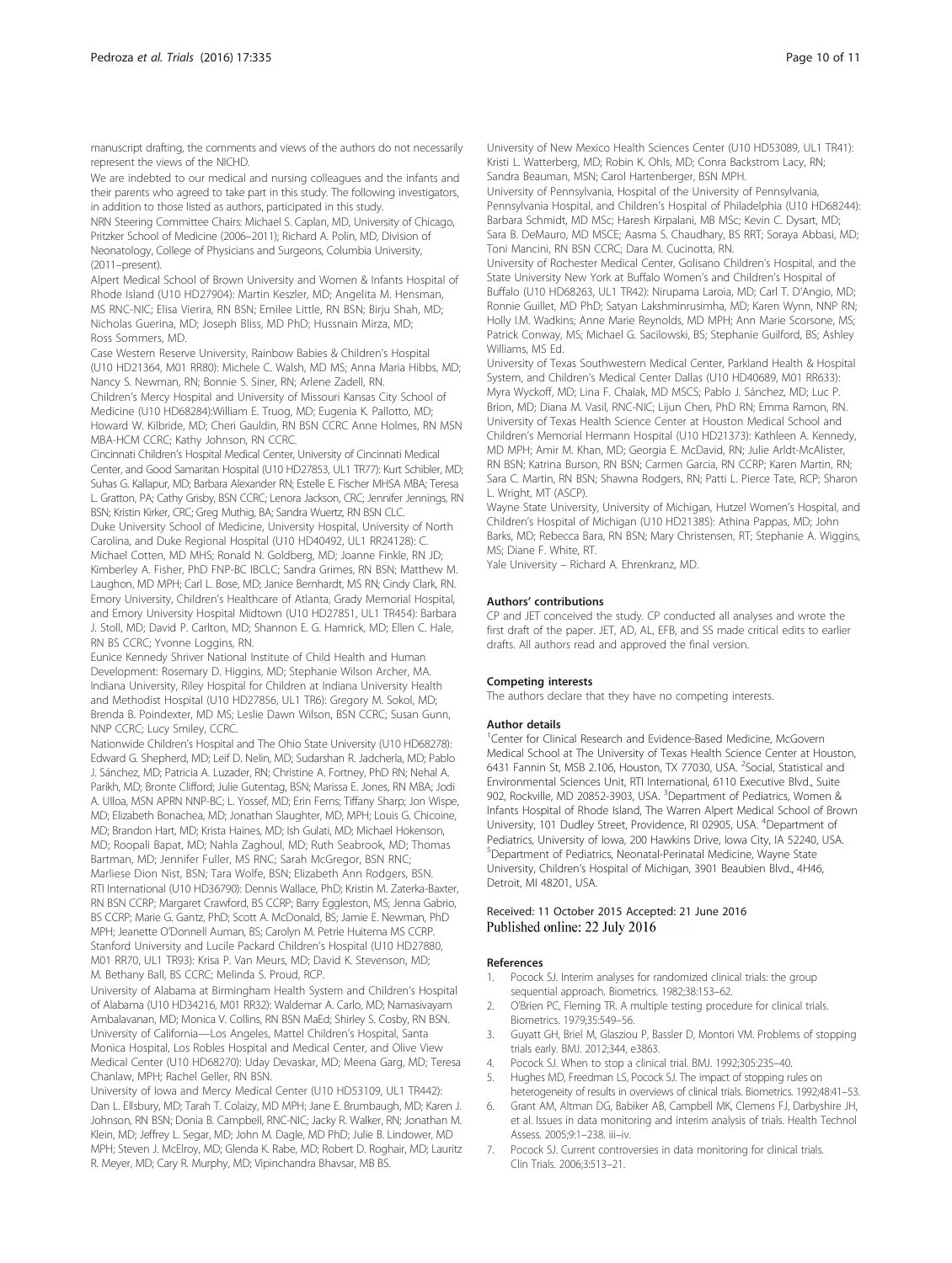manuscript drafting, the comments and views of the authors do not necessarily represent the views of the NICHD.

We are indebted to our medical and nursing colleagues and the infants and their parents who agreed to take part in this study. The following investigators, in addition to those listed as authors, participated in this study.

NRN Steering Committee Chairs: Michael S. Caplan, MD, University of Chicago, Pritzker School of Medicine (2006–2011); Richard A. Polin, MD, Division of Neonatology, College of Physicians and Surgeons, Columbia University, (2011–present).

Alpert Medical School of Brown University and Women & Infants Hospital of Rhode Island (U10 HD27904): Martin Keszler, MD; Angelita M. Hensman, MS RNC-NIC; Elisa Vierira, RN BSN; Emilee Little, RN BSN; Birju Shah, MD; Nicholas Guerina, MD; Joseph Bliss, MD PhD; Hussnain Mirza, MD; Ross Sommers, MD.

Case Western Reserve University, Rainbow Babies & Children's Hospital (U10 HD21364, M01 RR80): Michele C. Walsh, MD MS; Anna Maria Hibbs, MD; Nancy S. Newman, RN; Bonnie S. Siner, RN; Arlene Zadell, RN.

Children's Mercy Hospital and University of Missouri Kansas City School of Medicine (U10 HD68284):William E. Truog, MD; Eugenia K. Pallotto, MD; Howard W. Kilbride, MD; Cheri Gauldin, RN BSN CCRC Anne Holmes, RN MSN MBA-HCM CCRC; Kathy Johnson, RN CCRC.

Cincinnati Children's Hospital Medical Center, University of Cincinnati Medical Center, and Good Samaritan Hospital (U10 HD27853, UL1 TR77): Kurt Schibler, MD; Suhas G. Kallapur, MD; Barbara Alexander RN; Estelle E. Fischer MHSA MBA; Teresa L. Gratton, PA; Cathy Grisby, BSN CCRC; Lenora Jackson, CRC; Jennifer Jennings, RN BSN; Kristin Kirker, CRC; Greg Muthig, BA; Sandra Wuertz, RN BSN CLC.

Duke University School of Medicine, University Hospital, University of North Carolina, and Duke Regional Hospital (U10 HD40492, UL1 RR24128): C. Michael Cotten, MD MHS; Ronald N. Goldberg, MD; Joanne Finkle, RN JD; Kimberley A. Fisher, PhD FNP-BC IBCLC; Sandra Grimes, RN BSN; Matthew M. Laughon, MD MPH; Carl L. Bose, MD; Janice Bernhardt, MS RN; Cindy Clark, RN.

Emory University, Children's Healthcare of Atlanta, Grady Memorial Hospital, and Emory University Hospital Midtown (U10 HD27851, UL1 TR454): Barbara J. Stoll, MD; David P. Carlton, MD; Shannon E. G. Hamrick, MD; Ellen C. Hale, RN BS CCRC; Yvonne Loggins, RN.

Eunice Kennedy Shriver National Institute of Child Health and Human Development: Rosemary D. Higgins, MD; Stephanie Wilson Archer, MA.

Indiana University, Riley Hospital for Children at Indiana University Health and Methodist Hospital (U10 HD27856, UL1 TR6): Gregory M. Sokol, MD; Brenda B. Poindexter, MD MS; Leslie Dawn Wilson, BSN CCRC; Susan Gunn, NNP CCRC; Lucy Smiley, CCRC.

Nationwide Children's Hospital and The Ohio State University (U10 HD68278): Edward G. Shepherd, MD; Leif D. Nelin, MD; Sudarshan R. Jadcherla, MD; Pablo J. Sánchez, MD; Patricia A. Luzader, RN; Christine A. Fortney, PhD RN; Nehal A. Parikh, MD; Bronte Clifford; Julie Gutentag, BSN; Marissa E. Jones, RN MBA; Jodi A. Ulloa, MSN APRN NNP-BC; L. Yossef, MD; Erin Ferns; Tiffany Sharp; Jon Wispe, MD; Elizabeth Bonachea, MD; Jonathan Slaughter, MD, MPH; Louis G. Chicoine, MD; Brandon Hart, MD; Krista Haines, MD; Ish Gulati, MD; Michael Hokenson, MD; Roopali Bapat, MD; Nahla Zaghoul, MD; Ruth Seabrook, MD; Thomas Bartman, MD; Jennifer Fuller, MS RNC; Sarah McGregor, BSN RNC; Marliese Dion Nist, BSN; Tara Wolfe, BSN; Elizabeth Ann Rodgers, BSN.

RTI International (U10 HD36790): Dennis Wallace, PhD; Kristin M. Zaterka-Baxter, RN BSN CCRP; Margaret Crawford, BS CCRP; Barry Eggleston, MS; Jenna Gabrio, BS CCRP; Marie G. Gantz, PhD; Scott A. McDonald, BS; Jamie E. Newman, PhD MPH; Jeanette O'Donnell Auman, BS; Carolyn M. Petrie Huitema MS CCRP.

Stanford University and Lucile Packard Children's Hospital (U10 HD27880, M01 RR70, UL1 TR93): Krisa P. Van Meurs, MD; David K. Stevenson, MD; M. Bethany Ball, BS CCRC; Melinda S. Proud, RCP.

University of Alabama at Birmingham Health System and Children's Hospital of Alabama (U10 HD34216, M01 RR32): Waldemar A. Carlo, MD; Namasivayam Ambalavanan, MD; Monica V. Collins, RN BSN MaEd; Shirley S. Cosby, RN BSN.

University of California—Los Angeles, Mattel Children's Hospital, Santa Monica Hospital, Los Robles Hospital and Medical Center, and Olive View Medical Center (U10 HD68270): Uday Devaskar, MD; Meena Garg, MD; Teresa Chanlaw, MPH; Rachel Geller, RN BSN.

University of Iowa and Mercy Medical Center (U10 HD53109, UL1 TR442): Dan L. Ellsbury, MD; Tarah T. Colaizy, MD MPH; Jane E. Brumbaugh, MD; Karen J. Johnson, RN BSN; Donia B. Campbell, RNC-NIC; Jacky R. Walker, RN; Jonathan M. Klein, MD; Jeffrey L. Segar, MD; John M. Dagle, MD PhD; Julie B. Lindower, MD MPH; Steven J. McElroy, MD; Glenda K. Rabe, MD; Robert D. Roghair, MD; Lauritz R. Meyer, MD; Cary R. Murphy, MD; Vipinchandra Bhavsar, MB BS.

University of New Mexico Health Sciences Center (U10 HD53089, UL1 TR41): Kristi L. Watterberg, MD; Robin K. Ohls, MD; Conra Backstrom Lacy, RN; Sandra Beauman, MSN; Carol Hartenberger, BSN MPH.

University of Pennsylvania, Hospital of the University of Pennsylvania, Pennsylvania Hospital, and Children's Hospital of Philadelphia (U10 HD68244): Barbara Schmidt, MD MSc; Haresh Kirpalani, MB MSc; Kevin C. Dysart, MD; Sara B. DeMauro, MD MSCE; Aasma S. Chaudhary, BS RRT; Soraya Abbasi, MD; Toni Mancini, RN BSN CCRC; Dara M. Cucinotta, RN.

University of Rochester Medical Center, Golisano Children's Hospital, and the State University New York at Buffalo Women's and Children's Hospital of Buffalo (U10 HD68263, UL1 TR42): Nirupama Laroia, MD; Carl T. D'Angio, MD; Ronnie Guillet, MD PhD; Satyan Lakshminrusimha, MD; Karen Wynn, NNP RN; Holly I.M. Wadkins; Anne Marie Reynolds, MD MPH; Ann Marie Scorsone, MS; Patrick Conway, MS; Michael G. Sacilowski, BS; Stephanie Guilford, BS; Ashley Williams, MS Ed.

University of Texas Southwestern Medical Center, Parkland Health & Hospital System, and Children's Medical Center Dallas (U10 HD40689, M01 RR633): Myra Wyckoff, MD; Lina F. Chalak, MD MSCS; Pablo J. Sánchez, MD; Luc P. Brion, MD; Diana M. Vasil, RNC-NIC; Lijun Chen, PhD RN; Emma Ramon, RN.

University of Texas Health Science Center at Houston Medical School and Children's Memorial Hermann Hospital (U10 HD21373): Kathleen A. Kennedy, MD MPH; Amir M. Khan, MD; Georgia E. McDavid, RN; Julie Arldt-McAlister, RN BSN; Katrina Burson, RN BSN; Carmen Garcia, RN CCRP; Karen Martin, RN; Sara C. Martin, RN BSN; Shawna Rodgers, RN; Patti L. Pierce Tate, RCP; Sharon L. Wright, MT (ASCP).

Wayne State University, University of Michigan, Hutzel Women's Hospital, and Children's Hospital of Michigan (U10 HD21385): Athina Pappas, MD; John Barks, MD; Rebecca Bara, RN BSN; Mary Christensen, RT; Stephanie A. Wiggins, MS; Diane F. White, RT.

Yale University – Richard A. Ehrenkranz, MD.

#### Authors' contributions

CP and JET conceived the study. CP conducted all analyses and wrote the first draft of the paper. JET, AD, AL, EFB, and SS made critical edits to earlier drafts. All authors read and approved the final version.

#### Competing interests

The authors declare that they have no competing interests.

#### Author details

[1]Center for Clinical Research and Evidence-Based Medicine, McGovern Medical School at The University of Texas Health Science Center at Houston, 6431 Fannin St, MSB 2.106, Houston, TX 77030, USA. [2]Social, Statistical and Environmental Sciences Unit, RTI International, 6110 Executive Blvd., Suite 902, Rockville, MD 20852-3903, USA. [3]Department of Pediatrics, Women & Infants Hospital of Rhode Island, The Warren Alpert Medical School of Brown University, 101 Dudley Street, Providence, RI 02905, USA. [4]Department of Pediatrics, University of Iowa, 200 Hawkins Drive, Iowa City, IA 52240, USA. [5]Department of Pediatrics, Neonatal-Perinatal Medicine, Wayne State University, Children's Hospital of Michigan, 3901 Beaubien Blvd., 4H46, Detroit, MI 48201, USA.

Received: 11 October 2015 Accepted: 21 June 2016
Published online: 22 July 2016

#### References

1. Pocock SJ. Interim analyses for randomized clinical trials: the group sequential approach. Biometrics. 1982;38:153–62.
2. O'Brien PC, Fleming TR. A multiple testing procedure for clinical trials. Biometrics. 1979;35:549–56.
3. Guyatt GH, Briel M, Glasziou P, Bassler D, Montori VM. Problems of stopping trials early. BMJ. 2012;344, e3863.
4. Pocock SJ. When to stop a clinical trial. BMJ. 1992;305:235–40.
5. Hughes MD, Freedman LS, Pocock SJ. The impact of stopping rules on heterogeneity of results in overviews of clinical trials. Biometrics. 1992;48:41–53.
6. Grant AM, Altman DG, Babiker AB, Campbell MK, Clemens FJ, Darbyshire JH, et al. Issues in data monitoring and interim analysis of trials. Health Technol Assess. 2005;9:1–238. iii–iv.
7. Pocock SJ. Current controversies in data monitoring for clinical trials. Clin Trials. 2006;3:513–21.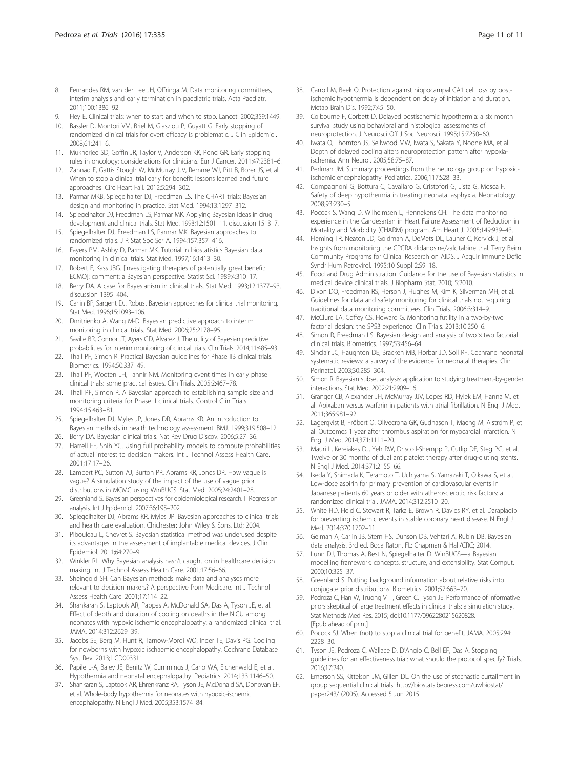8. Fernandes RM, van der Lee JH, Offringa M. Data monitoring committees, interim analysis and early termination in paediatric trials. Acta Paediatr. 2011;100:1386–92.
9. Hey E. Clinical trials: when to start and when to stop. Lancet. 2002;359:1449.
10. Bassler D, Montori VM, Briel M, Glasziou P, Guyatt G. Early stopping of randomized clinical trials for overt efficacy is problematic. J Clin Epidemiol. 2008;61:241–6.
11. Mukherjee SD, Goffin JR, Taylor V, Anderson KK, Pond GR. Early stopping rules in oncology: considerations for clinicians. Eur J Cancer. 2011;47:2381–6.
12. Zannad F, Gattis Stough W, McMurray JJV, Remme WJ, Pitt B, Borer JS, et al. When to stop a clinical trial early for benefit: lessons learned and future approaches. Circ Heart Fail. 2012;5:294–302.
13. Parmar MKB, Spiegelhalter DJ, Freedman LS. The CHART trials: Bayesian design and monitoring in practice. Stat Med. 1994;13:1297–312.
14. Spiegelhalter DJ, Freedman LS, Parmar MK. Applying Bayesian ideas in drug development and clinical trials. Stat Med. 1993;12:1501–11. discussion 1513–7.
15. Spiegelhalter DJ, Freedman LS, Parmar MK. Bayesian approaches to randomized trials. J R Stat Soc Ser A. 1994;157:357–416.
16. Fayers PM, Ashby D, Parmar MK. Tutorial in biostatistics Bayesian data monitoring in clinical trials. Stat Med. 1997;16:1413–30.
17. Robert E, Kass JBG. [Investigating therapies of potentially great benefit: ECMO]: comment: a Bayesian perspective. Statist Sci. 1989;4:310–17.
18. Berry DA. A case for Bayesianism in clinical trials. Stat Med. 1993;12:1377–93. discussion 1395–404.
19. Carlin BP, Sargent DJ. Robust Bayesian approaches for clinical trial monitoring. Stat Med. 1996;15:1093–106.
20. Dmitrienko A, Wang M-D. Bayesian predictive approach to interim monitoring in clinical trials. Stat Med. 2006;25:2178–95.
21. Saville BR, Connor JT, Ayers GD, Alvarez J. The utility of Bayesian predictive probabilities for interim monitoring of clinical trials. Clin Trials. 2014;11:485–93.
22. Thall PF, Simon R. Practical Bayesian guidelines for Phase IIB clinical trials. Biometrics. 1994;50:337–49.
23. Thall PF, Wooten LH, Tannir NM. Monitoring event times in early phase clinical trials: some practical issues. Clin Trials. 2005;2:467–78.
24. Thall PF, Simon R. A Bayesian approach to establishing sample size and monitoring criteria for Phase II clinical trials. Control Clin Trials. 1994;15:463–81.
25. Spiegelhalter DJ, Myles JP, Jones DR, Abrams KR. An introduction to Bayesian methods in health technology assessment. BMJ. 1999;319:508–12.
26. Berry DA. Bayesian clinical trials. Nat Rev Drug Discov. 2006;5:27–36.
27. Harrell FE, Shih YC. Using full probability models to compute probabilities of actual interest to decision makers. Int J Technol Assess Health Care. 2001;17:17–26.
28. Lambert PC, Sutton AJ, Burton PR, Abrams KR, Jones DR. How vague is vague? A simulation study of the impact of the use of vague prior distributions in MCMC using WinBUGS. Stat Med. 2005;24:2401–28.
29. Greenland S. Bayesian perspectives for epidemiological research. II Regression analysis. Int J Epidemiol. 2007;36:195–202.
30. Spiegelhalter DJ, Abrams KR, Myles JP. Bayesian approaches to clinical trials and health care evaluation. Chichester: John Wiley & Sons, Ltd; 2004.
31. Pibouleau L, Chevret S. Bayesian statistical method was underused despite its advantages in the assessment of implantable medical devices. J Clin Epidemiol. 2011;64:270–9.
32. Winkler RL. Why Bayesian analysis hasn't caught on in healthcare decision making. Int J Technol Assess Health Care. 2001;17:56–66.
33. Sheingold SH. Can Bayesian methods make data and analyses more relevant to decision makers? A perspective from Medicare. Int J Technol Assess Health Care. 2001;17:114–22.
34. Shankaran S, Laptook AR, Pappas A, McDonald SA, Das A, Tyson JE, et al. Effect of depth and duration of cooling on deaths in the NICU among neonates with hypoxic ischemic encephalopathy: a randomized clinical trial. JAMA. 2014;312:2629–39.
35. Jacobs SE, Berg M, Hunt R, Tarnow-Mordi WO, Inder TE, Davis PG. Cooling for newborns with hypoxic ischaemic encephalopathy. Cochrane Database Syst Rev. 2013;1:CD003311.
36. Papile L-A, Baley JE, Benitz W, Cummings J, Carlo WA, Eichenwald E, et al. Hypothermia and neonatal encephalopathy. Pediatrics. 2014;133:1146–50.
37. Shankaran S, Laptook AR, Ehrenkranz RA, Tyson JE, McDonald SA, Donovan EF, et al. Whole-body hypothermia for neonates with hypoxic-ischemic encephalopathy. N Engl J Med. 2005;353:1574–84.
38. Carroll M, Beek O. Protection against hippocampal CA1 cell loss by post-ischemic hypothermia is dependent on delay of initiation and duration. Metab Brain Dis. 1992;7:45–50.
39. Colbourne F, Corbett D. Delayed postischemic hypothermia: a six month survival study using behavioral and histological assessments of neuroprotection. J Neurosci Off J Soc Neurosci. 1995;15:7250–60.
40. Iwata O, Thornton JS, Sellwood MW, Iwata S, Sakata Y, Noone MA, et al. Depth of delayed cooling alters neuroprotection pattern after hypoxia-ischemia. Ann Neurol. 2005;58:75–87.
41. Perlman JM. Summary proceedings from the neurology group on hypoxic-ischemic encephalopathy. Pediatrics. 2006;117:S28–33.
42. Compagnoni G, Bottura C, Cavallaro G, Cristofori G, Lista G, Mosca F. Safety of deep hypothermia in treating neonatal asphyxia. Neonatology. 2008;93:230–5.
43. Pocock S, Wang D, Wilhelmsen L, Hennekens CH. The data monitoring experience in the Candesartan in Heart Failure Assessment of Reduction in Mortality and Morbidity (CHARM) program. Am Heart J. 2005;149:939–43.
44. Fleming TR, Neaton JD, Goldman A, DeMets DL, Launer C, Korvick J, et al. Insights from monitoring the CPCRA didanosine/zalcitabine trial. Terry Beirn Community Programs for Clinical Research on AIDS. J Acquir Immune Defic Syndr Hum Retrovirol. 1995;10 Suppl 2:S9–18.
45. Food and Drug Administration. Guidance for the use of Bayesian statistics in medical device clinical trials. J Biopharm Stat. 2010; 5:2010.
46. Dixon DO, Freedman RS, Herson J, Hughes M, Kim K, Silverman MH, et al. Guidelines for data and safety monitoring for clinical trials not requiring traditional data monitoring committees. Clin Trials. 2006;3:314–9.
47. McClure LA, Coffey CS, Howard G. Monitoring futility in a two-by-two factorial design: the SPS3 experience. Clin Trials. 2013;10:250–6.
48. Simon R, Freedman LS. Bayesian design and analysis of two × two factorial clinical trials. Biometrics. 1997;53:456–64.
49. Sinclair JC, Haughton DE, Bracken MB, Horbar JD, Soll RF. Cochrane neonatal systematic reviews: a survey of the evidence for neonatal therapies. Clin Perinatol. 2003;30:285–304.
50. Simon R. Bayesian subset analysis: application to studying treatment-by-gender interactions. Stat Med. 2002;21:2909–16.
51. Granger CB, Alexander JH, McMurray JJV, Lopes RD, Hylek EM, Hanna M, et al. Apixaban versus warfarin in patients with atrial fibrillation. N Engl J Med. 2011;365:981–92.
52. Lagerqvist B, Fröbert O, Olivecrona GK, Gudnason T, Maeng M, Alström P, et al. Outcomes 1 year after thrombus aspiration for myocardial infarction. N Engl J Med. 2014;371:1111–20.
53. Mauri L, Kereiakes DJ, Yeh RW, Driscoll-Shempp P, Cutlip DE, Steg PG, et al. Twelve or 30 months of dual antiplatelet therapy after drug-eluting stents. N Engl J Med. 2014;371:2155–66.
54. Ikeda Y, Shimada K, Teramoto T, Uchiyama S, Yamazaki T, Oikawa S, et al. Low-dose aspirin for primary prevention of cardiovascular events in Japanese patients 60 years or older with atherosclerotic risk factors: a randomized clinical trial. JAMA. 2014;312:2510–20.
55. White HD, Held C, Stewart R, Tarka E, Brown R, Davies RY, et al. Darapladib for preventing ischemic events in stable coronary heart disease. N Engl J Med. 2014;370:1702–11.
56. Gelman A, Carlin JB, Stern HS, Dunson DB, Vehtari A, Rubin DB. Bayesian data analysis. 3rd ed. Boca Raton, FL: Chapman & Hall/CRC; 2014.
57. Lunn DJ, Thomas A, Best N, Spiegelhalter D. WinBUGS—a Bayesian modelling framework: concepts, structure, and extensibility. Stat Comput. 2000;10:325–37.
58. Greenland S. Putting background information about relative risks into conjugate prior distributions. Biometrics. 2001;57:663–70.
59. Pedroza C, Han W, Truong VTT, Green C, Tyson JE. Performance of informative priors skeptical of large treatment effects in clinical trials: a simulation study. Stat Methods Med Res. 2015; doi:10.1177/0962280215620828. [Epub ahead of print]
60. Pocock SJ. When (not) to stop a clinical trial for benefit. JAMA. 2005;294:2228–30.
61. Tyson JE, Pedroza C, Wallace D, D'Angio C, Bell EF, Das A. Stopping guidelines for an effectiveness trial: what should the protocol specify? Trials. 2016;17:240.
62. Emerson SS, Kittelson JM, Gillen DL. On the use of stochastic curtailment in group sequential clinical trials. http://biostats.bepress.com/uwbiostat/paper243/ (2005). Accessed 5 Jun 2015.